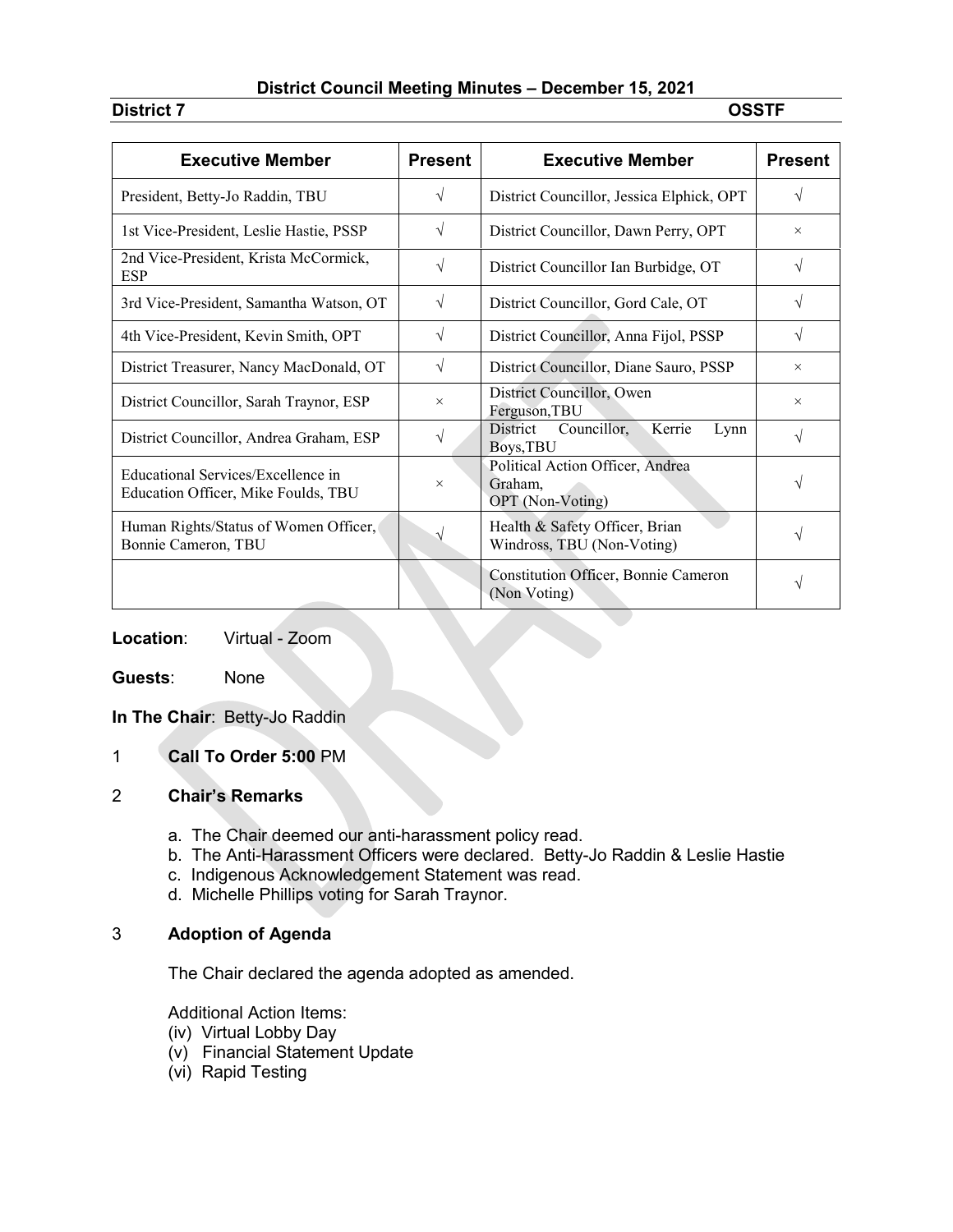## District Council Meeting Minutes – December 15, 2021

**District 7** **OSSTF**

| Executive Member | Present | Executive Member | Present |
|---|---|---|---|
| President, Betty-Jo Raddin, TBU | √ | District Councillor, Jessica Elphick, OPT | √ |
| 1st Vice-President, Leslie Hastie, PSSP | √ | District Councillor, Dawn Perry, OPT | × |
| 2nd Vice-President, Krista McCormick, ESP | √ | District Councillor Ian Burbidge, OT | √ |
| 3rd Vice-President, Samantha Watson, OT | √ | District Councillor, Gord Cale, OT | √ |
| 4th Vice-President, Kevin Smith, OPT | √ | District Councillor, Anna Fijol, PSSP | √ |
| District Treasurer, Nancy MacDonald, OT | √ | District Councillor, Diane Sauro, PSSP | × |
| District Councillor, Sarah Traynor, ESP | × | District Councillor, Owen Ferguson,TBU | × |
| District Councillor, Andrea Graham, ESP | √ | District Councillor, Kerrie Lynn Boys,TBU | √ |
| Educational Services/Excellence in Education Officer, Mike Foulds, TBU | × | Political Action Officer, Andrea Graham, OPT (Non-Voting) | √ |
| Human Rights/Status of Women Officer, Bonnie Cameron, TBU | √ | Health & Safety Officer, Brian Windross, TBU (Non-Voting) | √ |
| | | Constitution Officer, Bonnie Cameron (Non Voting) | √ |

**Location**: Virtual - Zoom

**Guests**: None

**In The Chair**: Betty-Jo Raddin

1 **Call To Order 5:00** PM

2 **Chair's Remarks**

a. The Chair deemed our anti-harassment policy read.
b. The Anti-Harassment Officers were declared. Betty-Jo Raddin & Leslie Hastie
c. Indigenous Acknowledgement Statement was read.
d. Michelle Phillips voting for Sarah Traynor.

3 **Adoption of Agenda**

The Chair declared the agenda adopted as amended.

Additional Action Items:
(iv) Virtual Lobby Day
(v) Financial Statement Update
(vi) Rapid Testing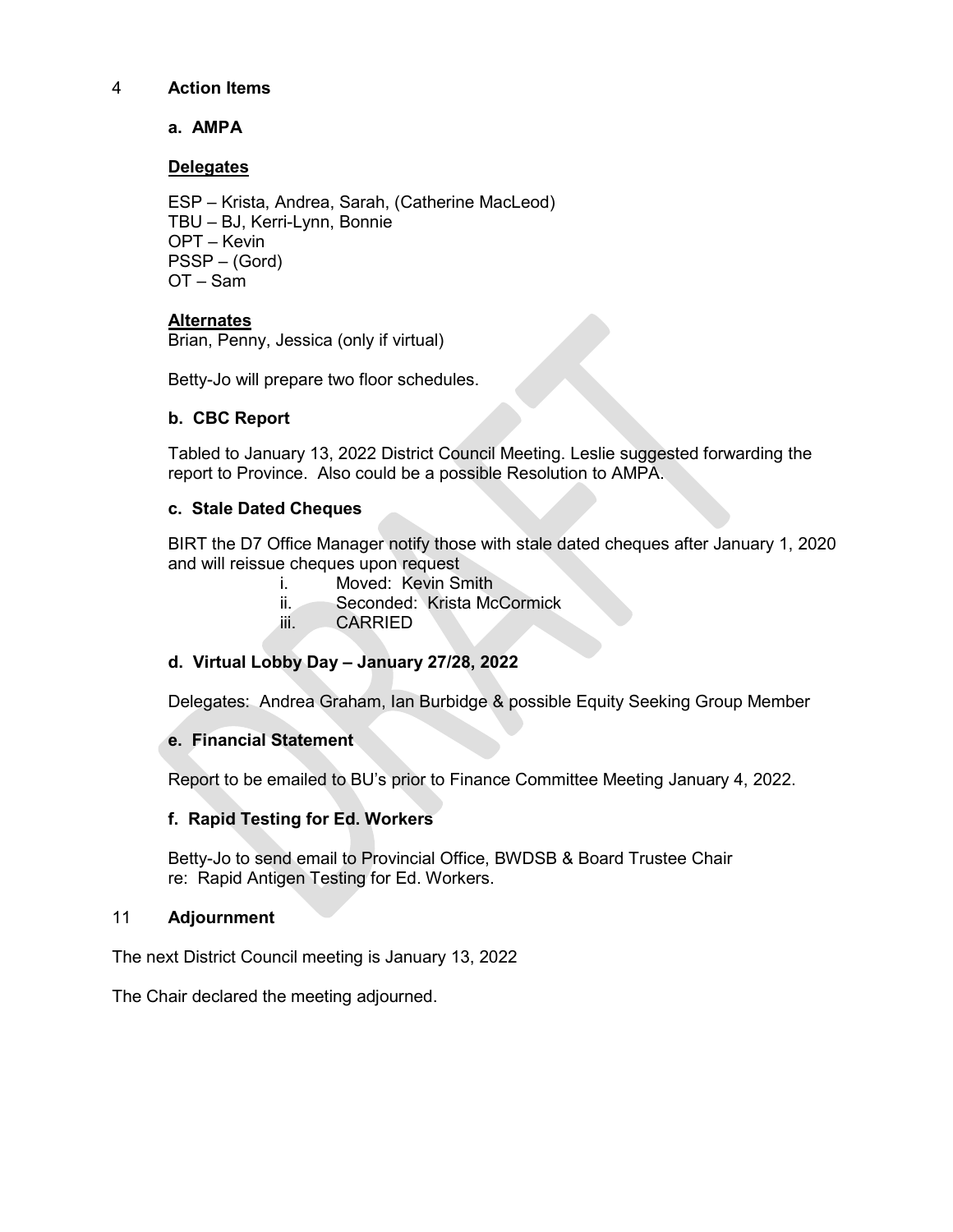## 4 Action Items

### a. AMPA

**Delegates**

ESP – Krista, Andrea, Sarah, (Catherine MacLeod)
TBU – BJ, Kerri-Lynn, Bonnie
OPT – Kevin
PSSP – (Gord)
OT – Sam

**Alternates**
Brian, Penny, Jessica (only if virtual)

Betty-Jo will prepare two floor schedules.

### b. CBC Report

Tabled to January 13, 2022 District Council Meeting. Leslie suggested forwarding the report to Province. Also could be a possible Resolution to AMPA.

### c. Stale Dated Cheques

BIRT the D7 Office Manager notify those with stale dated cheques after January 1, 2020 and will reissue cheques upon request

i. Moved: Kevin Smith
ii. Seconded: Krista McCormick
iii. CARRIED

### d. Virtual Lobby Day – January 27/28, 2022

Delegates: Andrea Graham, Ian Burbidge & possible Equity Seeking Group Member

### e. Financial Statement

Report to be emailed to BU's prior to Finance Committee Meeting January 4, 2022.

### f. Rapid Testing for Ed. Workers

Betty-Jo to send email to Provincial Office, BWDSB & Board Trustee Chair
re: Rapid Antigen Testing for Ed. Workers.

## 11 Adjournment

The next District Council meeting is January 13, 2022

The Chair declared the meeting adjourned.